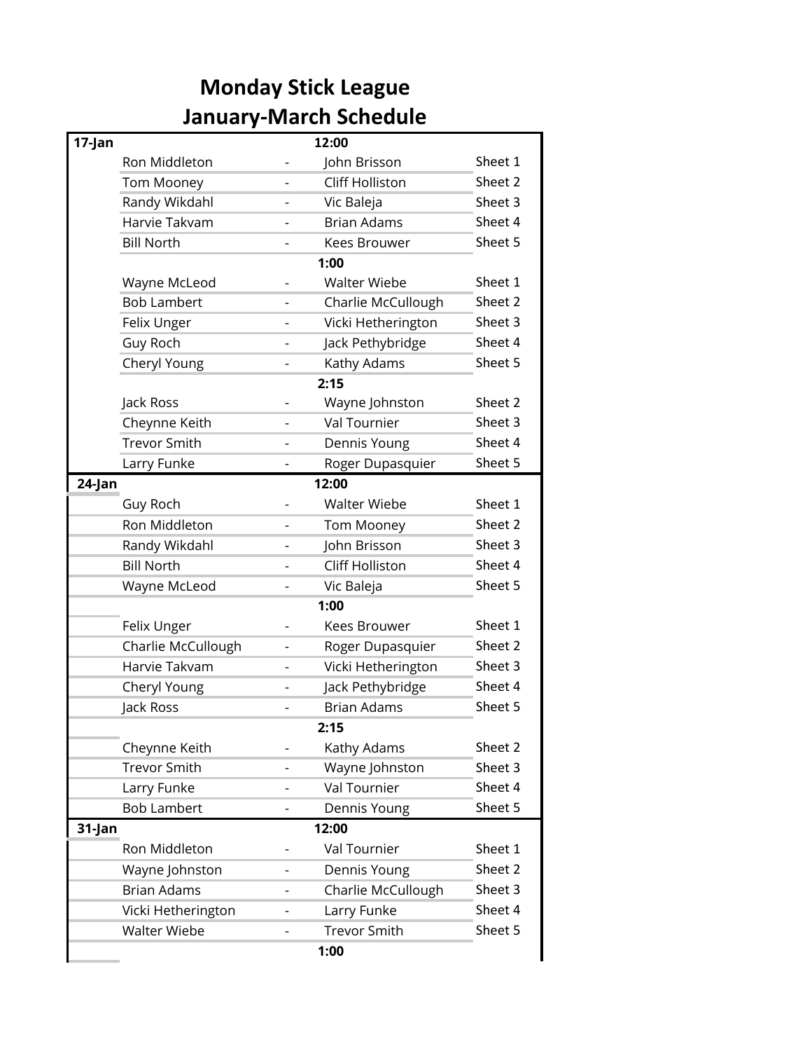# Monday Stick League
## January-March Schedule

| Date | Player | | Player | Sheet |
|---|---|---|---|---|
| **17-Jan** | | | **12:00** | |
| | Ron Middleton | - | John Brisson | Sheet 1 |
| | Tom Mooney | - | Cliff Holliston | Sheet 2 |
| | Randy Wikdahl | - | Vic Baleja | Sheet 3 |
| | Harvie Takvam | - | Brian Adams | Sheet 4 |
| | Bill North | - | Kees Brouwer | Sheet 5 |
| | | | **1:00** | |
| | Wayne McLeod | - | Walter Wiebe | Sheet 1 |
| | Bob Lambert | - | Charlie McCullough | Sheet 2 |
| | Felix Unger | - | Vicki Hetherington | Sheet 3 |
| | Guy Roch | - | Jack Pethybridge | Sheet 4 |
| | Cheryl Young | - | Kathy Adams | Sheet 5 |
| | | | **2:15** | |
| | Jack Ross | - | Wayne Johnston | Sheet 2 |
| | Cheynne Keith | - | Val Tournier | Sheet 3 |
| | Trevor Smith | - | Dennis Young | Sheet 4 |
| | Larry Funke | - | Roger Dupasquier | Sheet 5 |
| **24-Jan** | | | **12:00** | |
| | Guy Roch | - | Walter Wiebe | Sheet 1 |
| | Ron Middleton | - | Tom Mooney | Sheet 2 |
| | Randy Wikdahl | - | John Brisson | Sheet 3 |
| | Bill North | - | Cliff Holliston | Sheet 4 |
| | Wayne McLeod | - | Vic Baleja | Sheet 5 |
| | | | **1:00** | |
| | Felix Unger | - | Kees Brouwer | Sheet 1 |
| | Charlie McCullough | - | Roger Dupasquier | Sheet 2 |
| | Harvie Takvam | - | Vicki Hetherington | Sheet 3 |
| | Cheryl Young | - | Jack Pethybridge | Sheet 4 |
| | Jack Ross | - | Brian Adams | Sheet 5 |
| | | | **2:15** | |
| | Cheynne Keith | - | Kathy Adams | Sheet 2 |
| | Trevor Smith | - | Wayne Johnston | Sheet 3 |
| | Larry Funke | - | Val Tournier | Sheet 4 |
| | Bob Lambert | - | Dennis Young | Sheet 5 |
| **31-Jan** | | | **12:00** | |
| | Ron Middleton | - | Val Tournier | Sheet 1 |
| | Wayne Johnston | - | Dennis Young | Sheet 2 |
| | Brian Adams | - | Charlie McCullough | Sheet 3 |
| | Vicki Hetherington | - | Larry Funke | Sheet 4 |
| | Walter Wiebe | - | Trevor Smith | Sheet 5 |
| | | | **1:00** | |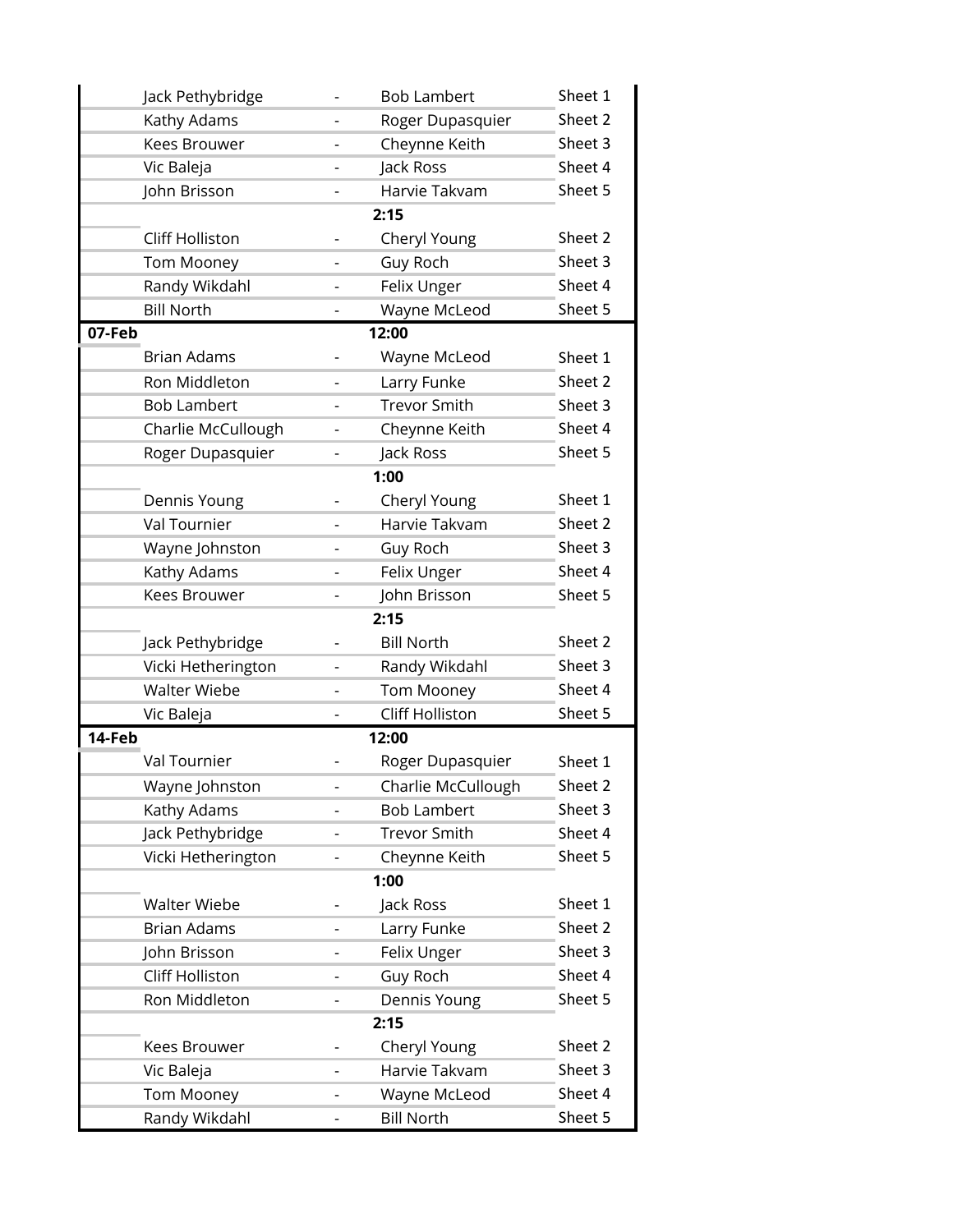| | | | | |
|---|---|---|---|---|
| | Jack Pethybridge | - | Bob Lambert | Sheet 1 |
| | Kathy Adams | - | Roger Dupasquier | Sheet 2 |
| | Kees Brouwer | - | Cheynne Keith | Sheet 3 |
| | Vic Baleja | - | Jack Ross | Sheet 4 |
| | John Brisson | - | Harvie Takvam | Sheet 5 |
| | | | **2:15** | |
| | Cliff Holliston | - | Cheryl Young | Sheet 2 |
| | Tom Mooney | - | Guy Roch | Sheet 3 |
| | Randy Wikdahl | - | Felix Unger | Sheet 4 |
| | Bill North | - | Wayne McLeod | Sheet 5 |
| **07-Feb** | | | **12:00** | |
| | Brian Adams | - | Wayne McLeod | Sheet 1 |
| | Ron Middleton | - | Larry Funke | Sheet 2 |
| | Bob Lambert | - | Trevor Smith | Sheet 3 |
| | Charlie McCullough | - | Cheynne Keith | Sheet 4 |
| | Roger Dupasquier | - | Jack Ross | Sheet 5 |
| | | | **1:00** | |
| | Dennis Young | - | Cheryl Young | Sheet 1 |
| | Val Tournier | - | Harvie Takvam | Sheet 2 |
| | Wayne Johnston | - | Guy Roch | Sheet 3 |
| | Kathy Adams | - | Felix Unger | Sheet 4 |
| | Kees Brouwer | - | John Brisson | Sheet 5 |
| | | | **2:15** | |
| | Jack Pethybridge | - | Bill North | Sheet 2 |
| | Vicki Hetherington | - | Randy Wikdahl | Sheet 3 |
| | Walter Wiebe | - | Tom Mooney | Sheet 4 |
| | Vic Baleja | - | Cliff Holliston | Sheet 5 |
| **14-Feb** | | | **12:00** | |
| | Val Tournier | - | Roger Dupasquier | Sheet 1 |
| | Wayne Johnston | - | Charlie McCullough | Sheet 2 |
| | Kathy Adams | - | Bob Lambert | Sheet 3 |
| | Jack Pethybridge | - | Trevor Smith | Sheet 4 |
| | Vicki Hetherington | - | Cheynne Keith | Sheet 5 |
| | | | **1:00** | |
| | Walter Wiebe | - | Jack Ross | Sheet 1 |
| | Brian Adams | - | Larry Funke | Sheet 2 |
| | John Brisson | - | Felix Unger | Sheet 3 |
| | Cliff Holliston | - | Guy Roch | Sheet 4 |
| | Ron Middleton | - | Dennis Young | Sheet 5 |
| | | | **2:15** | |
| | Kees Brouwer | - | Cheryl Young | Sheet 2 |
| | Vic Baleja | - | Harvie Takvam | Sheet 3 |
| | Tom Mooney | - | Wayne McLeod | Sheet 4 |
| | Randy Wikdahl | - | Bill North | Sheet 5 |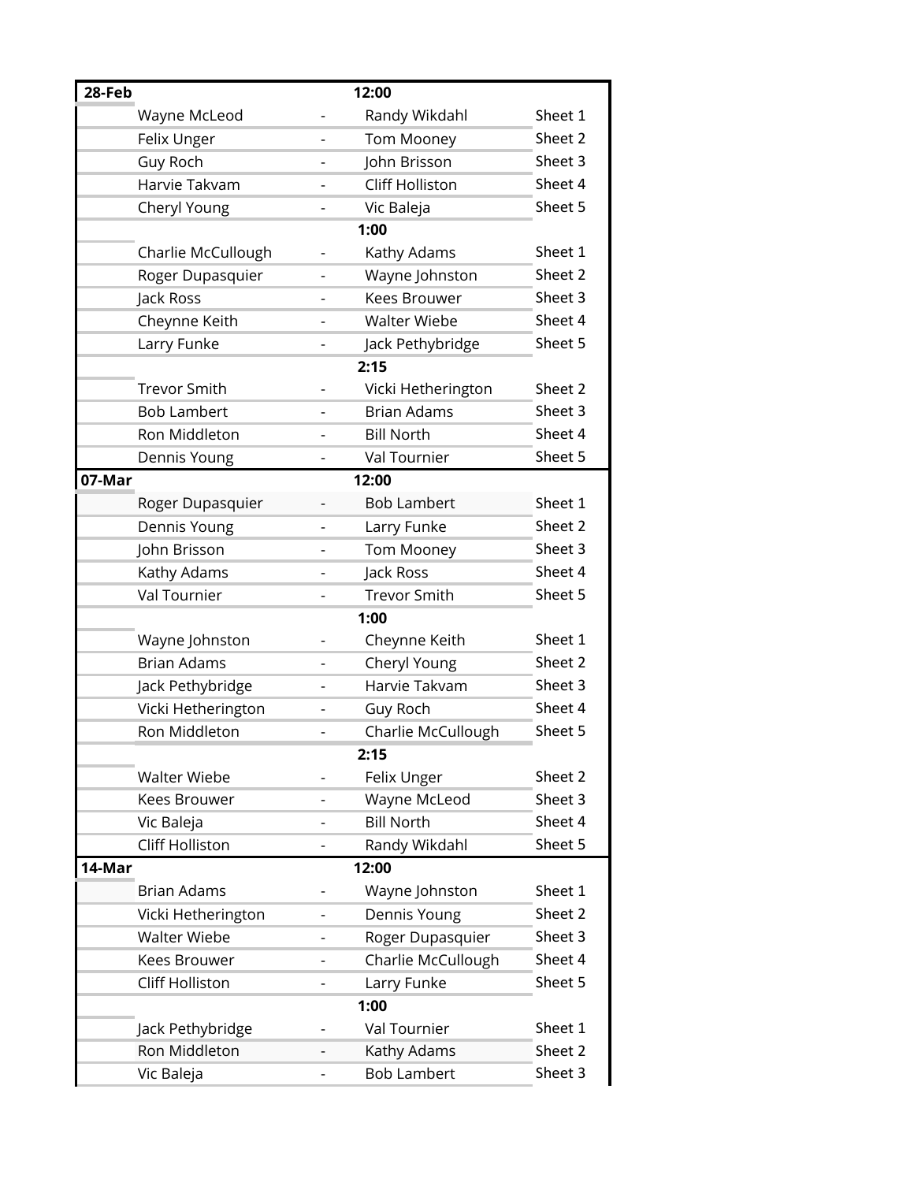| Date | Player | | Player | Sheet |
|---|---|---|---|---|
| **28-Feb** | | **12:00** | | |
| | Wayne McLeod | - | Randy Wikdahl | Sheet 1 |
| | Felix Unger | - | Tom Mooney | Sheet 2 |
| | Guy Roch | - | John Brisson | Sheet 3 |
| | Harvie Takvam | - | Cliff Holliston | Sheet 4 |
| | Cheryl Young | - | Vic Baleja | Sheet 5 |
| | | **1:00** | | |
| | Charlie McCullough | - | Kathy Adams | Sheet 1 |
| | Roger Dupasquier | - | Wayne Johnston | Sheet 2 |
| | Jack Ross | - | Kees Brouwer | Sheet 3 |
| | Cheynne Keith | - | Walter Wiebe | Sheet 4 |
| | Larry Funke | - | Jack Pethybridge | Sheet 5 |
| | | **2:15** | | |
| | Trevor Smith | - | Vicki Hetherington | Sheet 2 |
| | Bob Lambert | - | Brian Adams | Sheet 3 |
| | Ron Middleton | - | Bill North | Sheet 4 |
| | Dennis Young | - | Val Tournier | Sheet 5 |
| **07-Mar** | | **12:00** | | |
| | Roger Dupasquier | - | Bob Lambert | Sheet 1 |
| | Dennis Young | - | Larry Funke | Sheet 2 |
| | John Brisson | - | Tom Mooney | Sheet 3 |
| | Kathy Adams | - | Jack Ross | Sheet 4 |
| | Val Tournier | - | Trevor Smith | Sheet 5 |
| | | **1:00** | | |
| | Wayne Johnston | - | Cheynne Keith | Sheet 1 |
| | Brian Adams | - | Cheryl Young | Sheet 2 |
| | Jack Pethybridge | - | Harvie Takvam | Sheet 3 |
| | Vicki Hetherington | - | Guy Roch | Sheet 4 |
| | Ron Middleton | - | Charlie McCullough | Sheet 5 |
| | | **2:15** | | |
| | Walter Wiebe | - | Felix Unger | Sheet 2 |
| | Kees Brouwer | - | Wayne McLeod | Sheet 3 |
| | Vic Baleja | - | Bill North | Sheet 4 |
| | Cliff Holliston | - | Randy Wikdahl | Sheet 5 |
| **14-Mar** | | **12:00** | | |
| | Brian Adams | - | Wayne Johnston | Sheet 1 |
| | Vicki Hetherington | - | Dennis Young | Sheet 2 |
| | Walter Wiebe | - | Roger Dupasquier | Sheet 3 |
| | Kees Brouwer | - | Charlie McCullough | Sheet 4 |
| | Cliff Holliston | - | Larry Funke | Sheet 5 |
| | | **1:00** | | |
| | Jack Pethybridge | - | Val Tournier | Sheet 1 |
| | Ron Middleton | - | Kathy Adams | Sheet 2 |
| | Vic Baleja | - | Bob Lambert | Sheet 3 |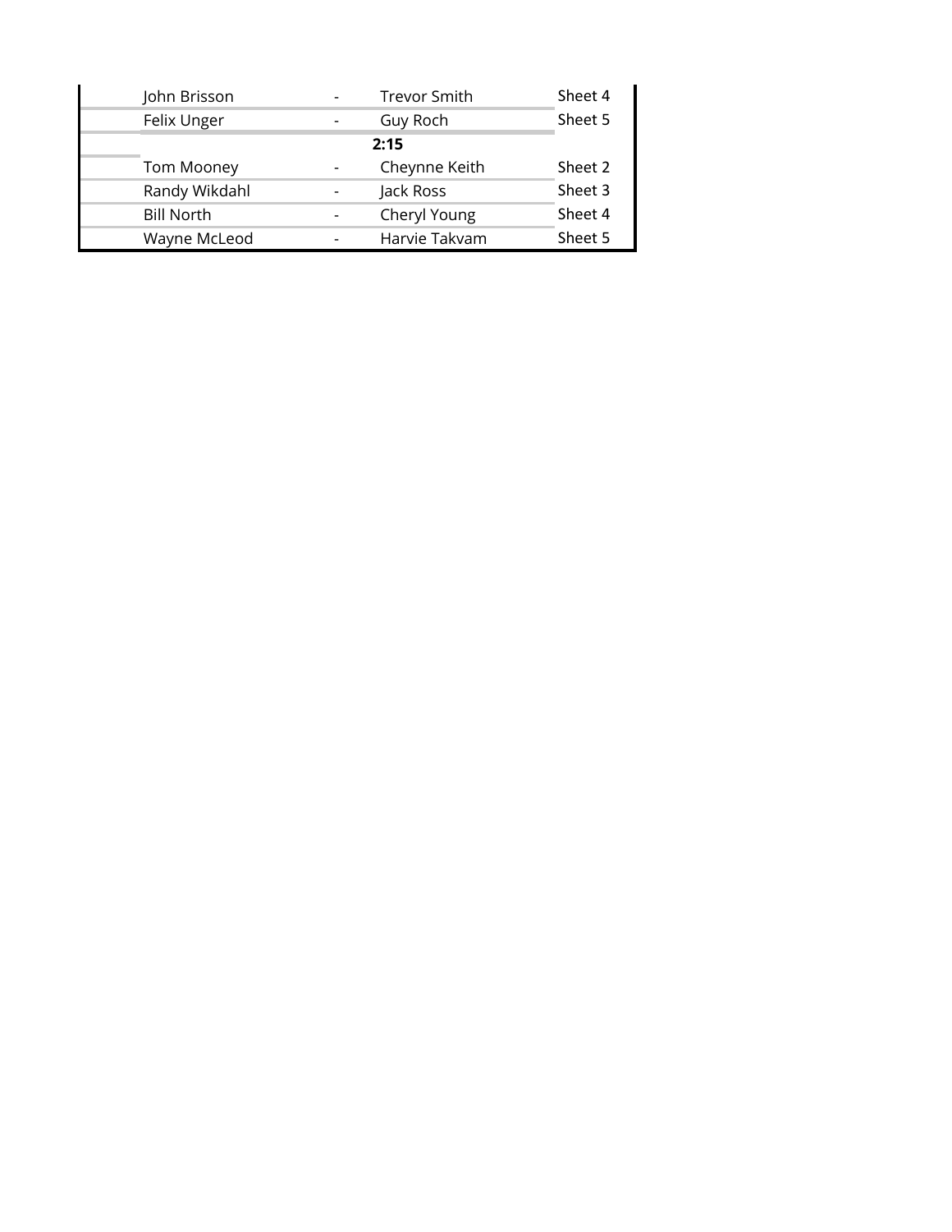| | | | |
|---|---|---|---|
| John Brisson | - | Trevor Smith | Sheet 4 |
| Felix Unger | - | Guy Roch | Sheet 5 |
| | **2:15** | | |
| Tom Mooney | - | Cheynne Keith | Sheet 2 |
| Randy Wikdahl | - | Jack Ross | Sheet 3 |
| Bill North | - | Cheryl Young | Sheet 4 |
| Wayne McLeod | - | Harvie Takvam | Sheet 5 |